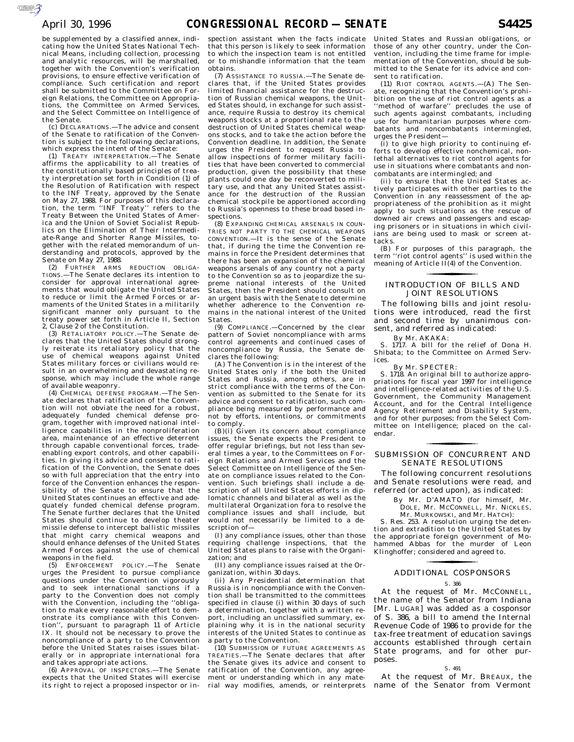be supplemented by a classified annex, indicating how the United States National Technical Means, including collection, processing and analytic resources, will be marshalled, together with the Convention's verification provisions, to ensure effective verification of compliance. Such certification and report shall be submitted to the Committee on Foreign Relations, the Committee on Appropriations, the Committee on Armed Services, and the Select Committee on Intelligence of the Senate.

(c) DECLARATIONS.—The advice and consent of the Senate to ratification of the Convention is subject to the following declarations, which express the intent of the Senate:

(1) TREATY INTERPRETATION.—The Senate affirms the applicability to all treaties of the constitutionally based principles of treaty interpretation set forth in Condition (1) of the Resolution of Ratification with respect to the INF Treaty, approved by the Senate on May 27, 1988. For purposes of this declaration, the term ''INF Treaty'' refers to the Treaty Between the United States of America and the Union of Soviet Socialist Republics on the Elimination of Their Intermediate-Range and Shorter Range Missiles, together with the related memorandum of understanding and protocols, approved by the Senate on May 27, 1988.

(2) FURTHER ARMS REDUCTION OBLIGATIONS.—The Senate declares its intention to consider for approval international agreements that would obligate the United States to reduce or limit the Armed Forces or armaments of the United States in a militarily significant manner only pursuant to the treaty power set forth in Article II, Section 2, Clause 2 of the Constitution.

(3) RETALIATORY POLICY.—The Senate declares that the United States should strongly reiterate its retaliatory policy that the use of chemical weapons against United States military forces or civilians would result in an overwhelming and devastating response, which may include the whole range of available weaponry.

(4) CHEMICAL DEFENSE PROGRAM.—The Senate declares that ratification of the Convention will not obviate the need for a robust, adequately funded chemical defense program, together with improved national intelligence capabilities in the nonproliferation area, maintenance of an effective deterrent through capable conventional forces, trade-enabling export controls, and other capabilities. In giving its advice and consent to ratification of the Convention, the Senate does so with full appreciation that the entry into force of the Convention enhances the responsibility of the Senate to ensure that the United States continues an effective and adequately funded chemical defense program. The Senate further declares that the United States should continue to develop theater missile defense to intercept ballistic missiles that might carry chemical weapons and should enhance defenses of the United States Armed Forces against the use of chemical weapons in the field.

(5) ENFORCEMENT POLICY.—The Senate urges the President to pursue compliance questions under the Convention vigorously and to seek international sanctions if a party to the Convention does not comply with the Convention, including the ''obligation to make every reasonable effort to demonstrate its compliance with this Convention'', pursuant to paragraph 11 of Article IX. It should not be necessary to prove the noncompliance of a party to the Convention before the United States raises issues bilaterally or in appropriate international fora and takes appropriate actions.

(6) APPROVAL OF INSPECTORS.—The Senate expects that the United States will exercise its right to reject a proposed inspector or inspection assistant when the facts indicate that this person is likely to seek information to which the inspection team is not entitled or to mishandle information that the team obtains.

(7) ASSISTANCE TO RUSSIA.—The Senate declares that, if the United States provides limited financial assistance for the destruction of Russian chemical weapons, the United States should, in exchange for such assistance, require Russia to destroy its chemical weapons stocks at a proportional rate to the destruction of United States chemical weapons stocks, and to take the action before the Convention deadline. In addition, the Senate urges the President to request Russia to allow inspections of former military facilities that have been converted to commercial production, given the possibility that these plants could one day be reconverted to military use, and that any United States assistance for the destruction of the Russian chemical stockpile be apportioned according to Russia's openness to these broad based inspections.

(8) EXPANDING CHEMICAL ARSENALS IN COUNTRIES NOT PARTY TO THE CHEMICAL WEAPONS CONVENTION.—It is the sense of the Senate that, if during the time the Convention remains in force the President determines that there has been an expansion of the chemical weapons arsenals of any country not a party to the Convention so as to jeopardize the supreme national interests of the United States, then the President should consult on an urgent basis with the Senate to determine whether adherence to the Convention remains in the national interest of the United States.

(9) COMPLIANCE.—Concerned by the clear pattern of Soviet noncompliance with arms control agreements and continued cases of noncompliance by Russia, the Senate declares the following:

(A) The Convention is in the interest of the United States only if the both the United States and Russia, among others, are in strict compliance with the terms of the Convention as submitted to the Senate for its advice and consent to ratification, such compliance being measured by performance and not by efforts, intentions, or commitments to comply.

(B)(i) Given its concern about compliance issues, the Senate expects the President to offer regular briefings, but not less than several times a year, to the Committees on Foreign Relations and Armed Services and the Select Committee on Intelligence of the Senate on compliance issues related to the Convention. Such briefings shall include a description of all United States efforts in diplomatic channels and bilateral as well as the multilateral Organization fora to resolve the compliance issues and shall include, but would not necessarily be limited to a description of—

(I) any compliance issues, other than those requiring challenge inspections, that the United States plans to raise with the Organization; and

(II) any compliance issues raised at the Organization, within 30 days.

(ii) Any Presidential determination that Russia is in noncompliance with the Convention shall be transmitted to the committees specified in clause (i) within 30 days of such a determination, together with a written report, including an unclassified summary, explaining why it is in the national security interests of the United States to continue as a party to the Convention.

(10) SUBMISSION OF FUTURE AGREEMENTS AS TREATIES.—The Senate declares that after the Senate gives its advice and consent to ratification of the Convention, any agreement or understanding which in any material way modifies, amends, or reinterprets United States and Russian obligations, or those of any other country, under the Convention, including the time frame for implementation of the Convention, should be submitted to the Senate for its advice and consent to ratification.

(11) RIOT CONTROL AGENTS.—(A) The Senate, recognizing that the Convention's prohibition on the use of riot control agents as a ''method of warfare'' precludes the use of such agents against combatants, including use for humanitarian purposes where combatants and noncombatants intermingled, urges the President—

(i) to give high priority to continuing efforts to develop effective nonchemical, nonlethal alternatives to riot control agents for use in situations where combatants and noncombatants are intermingled; and

(ii) to ensure that the United States actively participates with other parties to the Convention in any reassessment of the appropriateness of the prohibition as it might apply to such situations as the rescue of downed air crews and passengers and escaping prisoners or in situations in which civilians are being used to mask or screen attacks.

(B) For purposes of this paragraph, the term ''riot control agents'' is used within the meaning of Article II(4) of the Convention.

## INTRODUCTION OF BILLS AND JOINT RESOLUTIONS

The following bills and joint resolutions were introduced, read the first and second time by unanimous consent, and referred as indicated:

By Mr. AKAKA:

S. 1717. A bill for the relief of Dona H. Shibata; to the Committee on Armed Services.

By Mr. SPECTER:

S. 1718. An original bill to authorize appropriations for fiscal year 1997 for intelligence and intelligence-related activities of the U.S. Government, the Community Management Account, and for the Central Intelligence Agency Retirement and Disability System, and for other purposes; from the Select Committee on Intelligence; placed on the calendar.

## SUBMISSION OF CONCURRENT AND SENATE RESOLUTIONS

The following concurrent resolutions and Senate resolutions were read, and referred (or acted upon), as indicated:

By Mr. D'AMATO (for himself, Mr. DOLE, Mr. MCCONNELL, Mr. NICKLES, Mr. MURKOWSKI, and Mr. HATCH):

S. Res. 253. A resolution urging the detention and extradition to the United States by the appropriate foreign government of Mohammed Abbas for the murder of Leon Klinghoffer; considered and agreed to.

## ADDITIONAL COSPONSORS

S. 386

At the request of Mr. MCCONNELL, the name of the Senator from Indiana [Mr. LUGAR] was added as a cosponsor of S. 386, a bill to amend the Internal Revenue Code of 1986 to provide for the tax-free treatment of education savings accounts established through certain State programs, and for other purposes.

S. 491

At the request of Mr. BREAUX, the name of the Senator from Vermont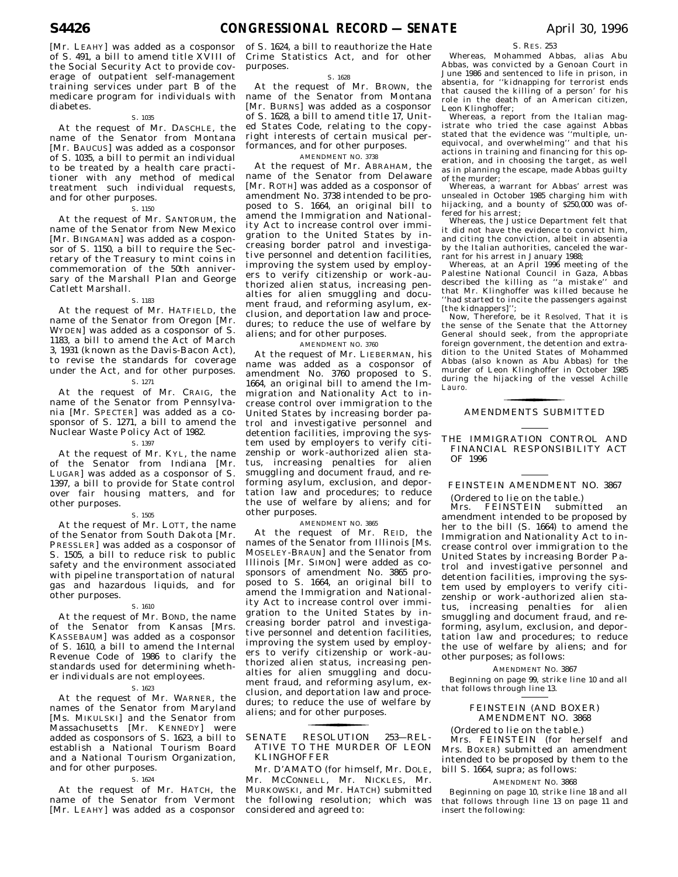[Mr. LEAHY] was added as a cosponsor of S. 491, a bill to amend title XVIII of the Social Security Act to provide coverage of outpatient self-management training services under part B of the medicare program for individuals with diabetes.

S. 1035

At the request of Mr. DASCHLE, the name of the Senator from Montana [Mr. BAUCUS] was added as a cosponsor of S. 1035, a bill to permit an individual to be treated by a health care practitioner with any method of medical treatment such individual requests, and for other purposes.

S. 1150

At the request of Mr. SANTORUM, the name of the Senator from New Mexico [Mr. BINGAMAN] was added as a cosponsor of S. 1150, a bill to require the Secretary of the Treasury to mint coins in commemoration of the 50th anniversary of the Marshall Plan and George Catlett Marshall.

S. 1183

At the request of Mr. HATFIELD, the name of the Senator from Oregon [Mr. WYDEN] was added as a cosponsor of S. 1183, a bill to amend the Act of March 3, 1931 (known as the Davis-Bacon Act), to revise the standards for coverage under the Act, and for other purposes.

S. 1271

At the request of Mr. CRAIG, the name of the Senator from Pennsylvania [Mr. SPECTER] was added as a cosponsor of S. 1271, a bill to amend the Nuclear Waste Policy Act of 1982.

S. 1397

At the request of Mr. KYL, the name of the Senator from Indiana [Mr. LUGAR] was added as a cosponsor of S. 1397, a bill to provide for State control over fair housing matters, and for other purposes.

S. 1505

At the request of Mr. LOTT, the name of the Senator from South Dakota [Mr. PRESSLER] was added as a cosponsor of S. 1505, a bill to reduce risk to public safety and the environment associated with pipeline transportation of natural gas and hazardous liquids, and for other purposes.

S. 1610

At the request of Mr. BOND, the name of the Senator from Kansas [Mrs. KASSEBAUM] was added as a cosponsor of S. 1610, a bill to amend the Internal Revenue Code of 1986 to clarify the standards used for determining whether individuals are not employees.

S. 1623

At the request of Mr. WARNER, the names of the Senator from Maryland [Ms. MIKULSKI] and the Senator from Massachusetts [Mr. KENNEDY] were added as cosponsors of S. 1623, a bill to establish a National Tourism Board and a National Tourism Organization, and for other purposes.

S. 1624

At the request of Mr. HATCH, the name of the Senator from Vermont [Mr. LEAHY] was added as a cosponsor of S. 1624, a bill to reauthorize the Hate Crime Statistics Act, and for other purposes.

S. 1628

At the request of Mr. BROWN, the name of the Senator from Montana [Mr. BURNS] was added as a cosponsor of S. 1628, a bill to amend title 17, United States Code, relating to the copyright interests of certain musical performances, and for other purposes.

AMENDMENT NO. 3738

At the request of Mr. ABRAHAM, the name of the Senator from Delaware [Mr. ROTH] was added as a cosponsor of amendment No. 3738 intended to be proposed to S. 1664, an original bill to amend the Immigration and Nationality Act to increase control over immigration to the United States by increasing border patrol and investigative personnel and detention facilities, improving the system used by employers to verify citizenship or work-authorized alien status, increasing penalties for alien smuggling and document fraud, and reforming asylum, exclusion, and deportation law and procedures; to reduce the use of welfare by aliens; and for other purposes.

AMENDMENT NO. 3760

At the request of Mr. LIEBERMAN, his name was added as a cosponsor of amendment No. 3760 proposed to S. 1664, an original bill to amend the Immigration and Nationality Act to increase control over immigration to the United States by increasing border patrol and investigative personnel and detention facilities, improving the system used by employers to verify citizenship or work-authorized alien status, increasing penalties for alien smuggling and document fraud, and reforming asylum, exclusion, and deportation law and procedures; to reduce the use of welfare by aliens; and for other purposes.

AMENDMENT NO. 3865

At the request of Mr. REID, the names of the Senator from Illinois [Ms. MOSELEY-BRAUN] and the Senator from Illinois [Mr. SIMON] were added as cosponsors of amendment No. 3865 proposed to S. 1664, an original bill to amend the Immigration and Nationality Act to increase control over immigration to the United States by increasing border patrol and investigative personnel and detention facilities, improving the system used by employers to verify citizenship or work-authorized alien status, increasing penalties for alien smuggling and document fraud, and reforming asylum, exclusion, and deportation law and procedures; to reduce the use of welfare by aliens; and for other purposes.

## SENATE RESOLUTION 253—RELATIVE TO THE MURDER OF LEON KLINGHOFFER

Mr. D'AMATO (for himself, Mr. DOLE, Mr. MCCONNELL, Mr. NICKLES, Mr. MURKOWSKI, and Mr. HATCH) submitted the following resolution; which was considered and agreed to:

S. RES. 253

Whereas, Mohammed Abbas, alias Abu Abbas, was convicted by a Genoan Court in June 1986 and sentenced to life in prison, in absentia, for "kidnapping for terrorist ends that caused the killing of a person" for his role in the death of an American citizen, Leon Klinghoffer;

Whereas, a report from the Italian magistrate who tried the case against Abbas stated that the evidence was "multiple, unequivocal, and overwhelming" and that his actions in training and financing for this operation, and in choosing the target, as well as in planning the escape, made Abbas guilty of the murder;

Whereas, a warrant for Abbas' arrest was unsealed in October 1985 charging him with hijacking, and a bounty of $250,000 was offered for his arrest;

Whereas, the Justice Department felt that it did not have the evidence to convict him, and citing the conviction, albeit in absentia by the Italian authorities, canceled the warrant for his arrest in January 1988;

Whereas, at an April 1996 meeting of the Palestine National Council in Gaza, Abbas described the killing as "a mistake" and that Mr. Klinghoffer was killed because he "had started to incite the passengers against [the kidnappers]";

Now, Therefore, be it *Resolved*, That it is the sense of the Senate that the Attorney General should seek, from the appropriate foreign government, the detention and extradition to the United States of Mohammed Abbas (also known as Abu Abbas) for the murder of Leon Klinghoffer in October 1985 during the hijacking of the vessel *Achille Lauro*.

## AMENDMENTS SUBMITTED

## THE IMMIGRATION CONTROL AND FINANCIAL RESPONSIBILITY ACT OF 1996

### FEINSTEIN AMENDMENT NO. 3867

(Ordered to lie on the table.)

Mrs. FEINSTEIN submitted an amendment intended to be proposed by her to the bill (S. 1664) to amend the Immigration and Nationality Act to increase control over immigration to the United States by increasing Border Patrol and investigative personnel and detention facilities, improving the system used by employers to verify citizenship or work-authorized alien status, increasing penalties for alien smuggling and document fraud, and reforming, asylum, exclusion, and deportation law and procedures; to reduce the use of welfare by aliens; and for other purposes; as follows:

AMENDMENT NO. 3867

Beginning on page 99, strike line 10 and all that follows through line 13.

### FEINSTEIN (AND BOXER) AMENDMENT NO. 3868

(Ordered to lie on the table.)

Mrs. FEINSTEIN (for herself and Mrs. BOXER) submitted an amendment intended to be proposed by them to the bill S. 1664, supra; as follows:

AMENDMENT NO. 3868

Beginning on page 10, strike line 18 and all that follows through line 13 on page 11 and insert the following: